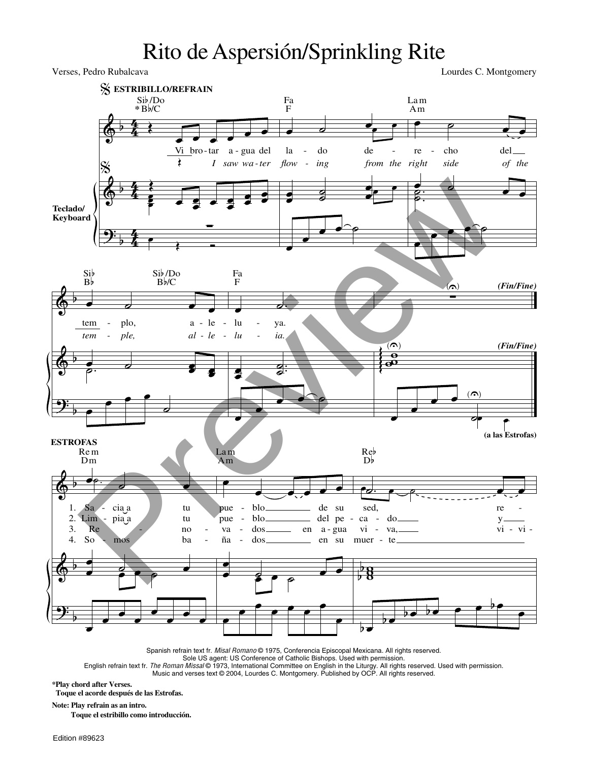# Rito de Aspersión/Sprinkling Rite

Verses, Pedro Rubalcava

Lourdes C. Montgomery

**ESTRIBILLO/REFRAIN**

Vi bro-tar a-gua del la-do de-re-cho del tem-plo, a-le-lu-ya.

*I saw wa-ter flow-ing from the right side of the tem-ple, al-le-lu-ia.*

(Fin/Fine)

Teclado/ Keyboard

(a las Estrofas)

**ESTROFAS**

1. Sa-cia a tu pue-blo de su sed, re-
2. Lim-pia a tu pue-blo del pe-ca-do y
3. Re-no-va-dos en a-gua vi-va, vi-vi-
4. So-mos ba-ña-dos en su muer-te

Spanish refrain text fr. *Misal Romano* © 1975, Conferencia Episcopal Mexicana. All rights reserved.
Sole US agent: US Conference of Catholic Bishops. Used with permission.
English refrain text fr. *The Roman Missal* © 1973, International Committee on English in the Liturgy. All rights reserved. Used with permission.
Music and verses text © 2004, Lourdes C. Montgomery. Published by OCP. All rights reserved.

**\*Play chord after Verses.**
**Toque el acorde después de las Estrofas.**

**Note: Play refrain as an intro.**
**Toque el estribillo como introducción.**

Edition #89623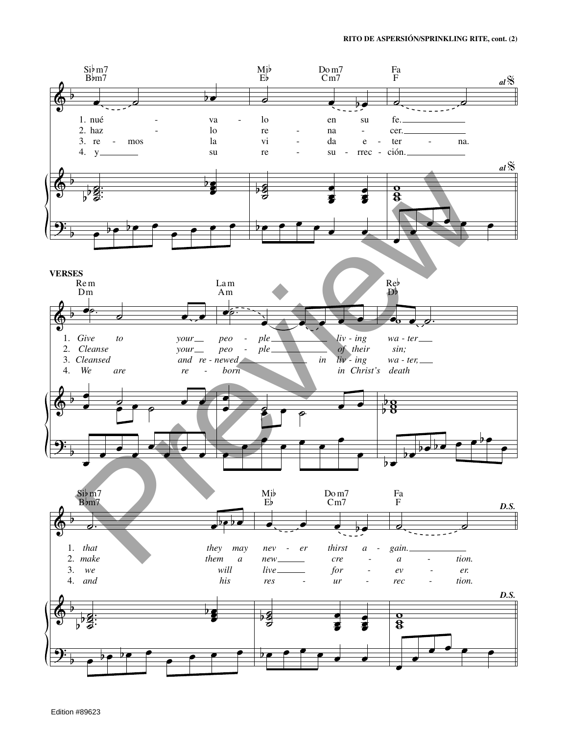Si♭m7 / B♭m7 — Mi♭ / E♭ — Do m7 / Cm7 — Fa / F — al 𝄋

1. nué - va - lo en su fe.
2. haz - lo re - na - cer.
3. re - mos la vi - da e - ter - na.
4. y su re - su - rrec - ción.

**VERSES**

Re m / Dm — La m / Am — Re♭ / D♭

1. *Give to your peo - ple liv - ing wa - ter*
2. *Cleanse your peo - ple of their sin;*
3. *Cleansed and re - newed in liv - ing wa - ter,*
4. *We are re - born in Christ's death*

Si♭m7 / B♭m7 — Mi♭ / E♭ — Do m7 / Cm7 — Fa / F — *D.S.*

1. *that they may nev - er thirst a - gain.*
2. *make them a new cre - a - tion.*
3. *we will live for - ev - er.*
4. *and his res - ur - rec - tion.*

Edition #89623